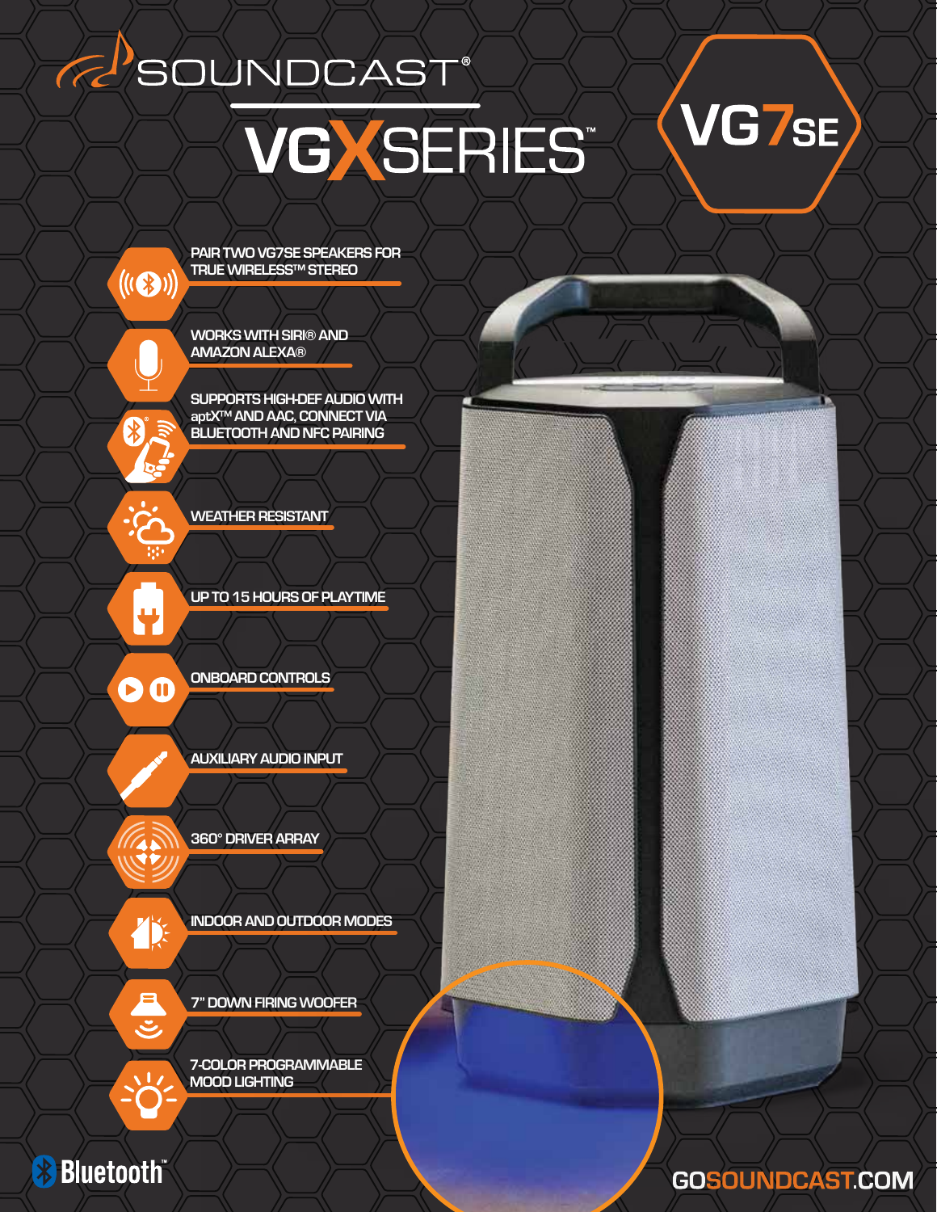# SOUNDCAST®

## VGX SERIES™

## VG7SE

- PAIR TWO VG7SE SPEAKERS FOR TRUE WIRELESS™ STEREO
- WORKS WITH SIRI® AND AMAZON ALEXA®
- SUPPORTS HIGH-DEF AUDIO WITH aptX™ AND AAC, CONNECT VIA BLUETOOTH AND NFC PAIRING
- WEATHER RESISTANT
- UP TO 15 HOURS OF PLAYTIME
- ONBOARD CONTROLS
- AUXILIARY AUDIO INPUT
- 360° DRIVER ARRAY
- INDOOR AND OUTDOOR MODES
- 7" DOWN FIRING WOOFER
- 7-COLOR PROGRAMMABLE MOOD LIGHTING

Bluetooth™

GOSOUNDCAST.COM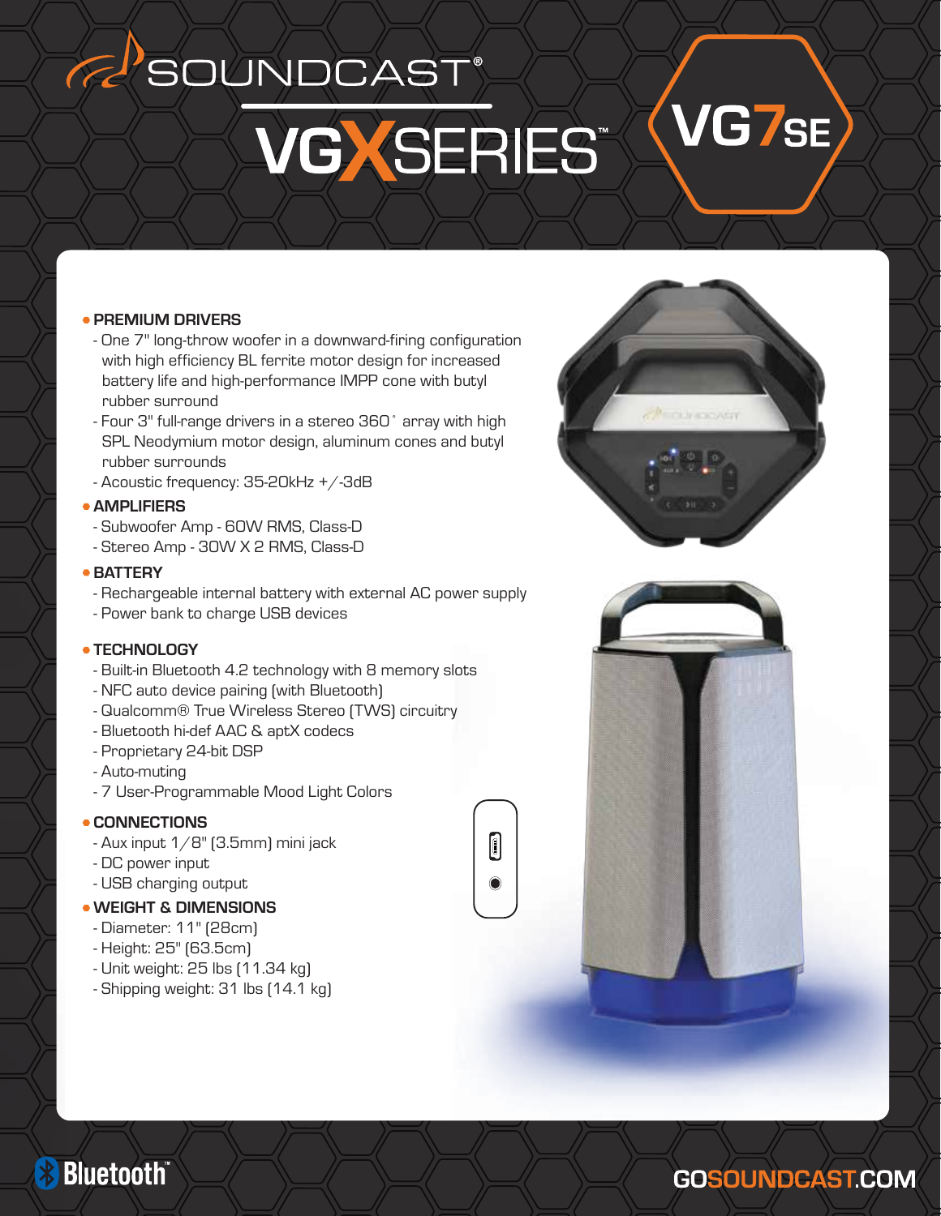# SOUNDCAST®

## VGX SERIES™

## VG7SE

- **PREMIUM DRIVERS**
  - One 7" long-throw woofer in a downward-firing configuration with high efficiency BL ferrite motor design for increased battery life and high-performance IMPP cone with butyl rubber surround
  - Four 3" full-range drivers in a stereo 360˚ array with high SPL Neodymium motor design, aluminum cones and butyl rubber surrounds
  - Acoustic frequency: 35-20kHz +/-3dB
- **AMPLIFIERS**
  - Subwoofer Amp - 60W RMS, Class-D
  - Stereo Amp - 30W X 2 RMS, Class-D
- **BATTERY**
  - Rechargeable internal battery with external AC power supply
  - Power bank to charge USB devices
- **TECHNOLOGY**
  - Built-in Bluetooth 4.2 technology with 8 memory slots
  - NFC auto device pairing (with Bluetooth)
  - Qualcomm® True Wireless Stereo (TWS) circuitry
  - Bluetooth hi-def AAC & aptX codecs
  - Proprietary 24-bit DSP
  - Auto-muting
  - 7 User-Programmable Mood Light Colors
- **CONNECTIONS**
  - Aux input 1/8" (3.5mm) mini jack
  - DC power input
  - USB charging output
- **WEIGHT & DIMENSIONS**
  - Diameter: 11" (28cm)
  - Height: 25" (63.5cm)
  - Unit weight: 25 lbs (11.34 kg)
  - Shipping weight: 31 lbs (14.1 kg)

Bluetooth™

GOSOUNDCAST.COM